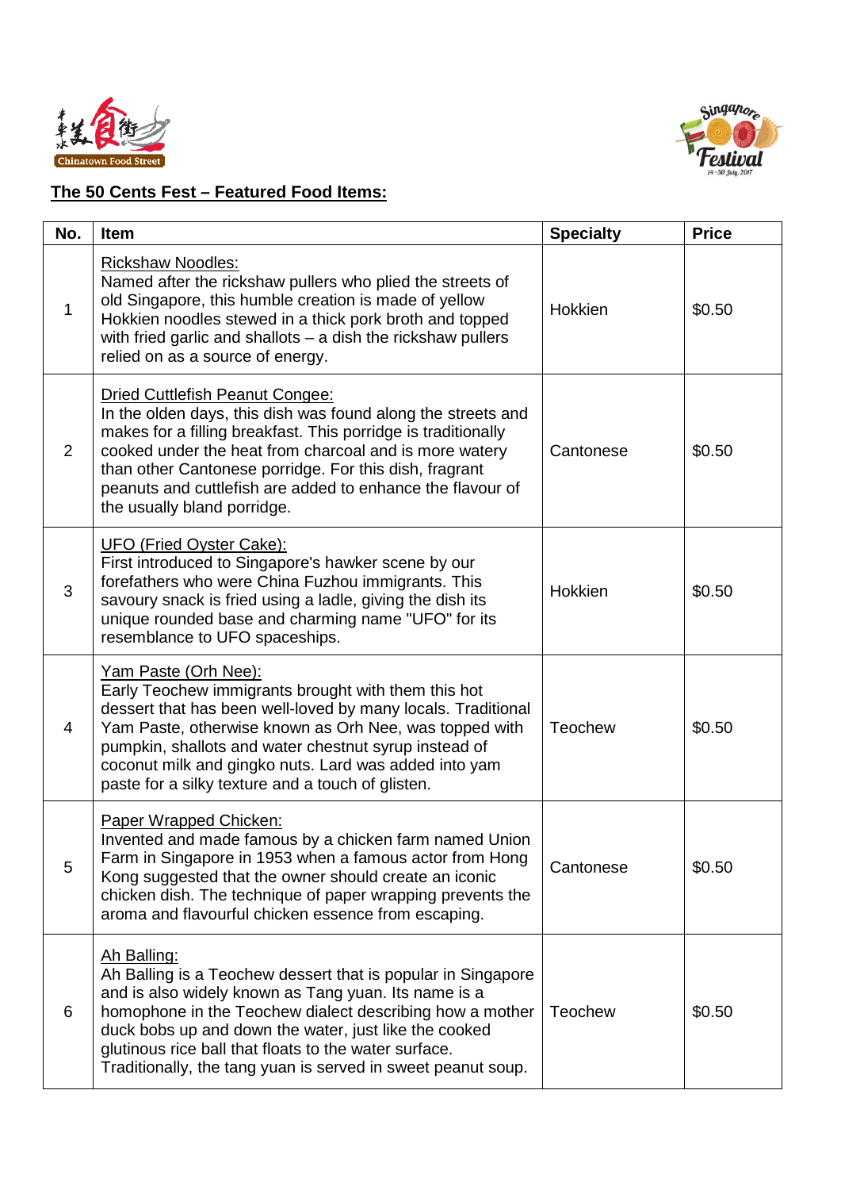## The 50 Cents Fest – Featured Food Items:

| No. | Item | Specialty | Price |
|---|---|---|---|
| 1 | Rickshaw Noodles: Named after the rickshaw pullers who plied the streets of old Singapore, this humble creation is made of yellow Hokkien noodles stewed in a thick pork broth and topped with fried garlic and shallots – a dish the rickshaw pullers relied on as a source of energy. | Hokkien | $0.50 |
| 2 | Dried Cuttlefish Peanut Congee: In the olden days, this dish was found along the streets and makes for a filling breakfast. This porridge is traditionally cooked under the heat from charcoal and is more watery than other Cantonese porridge. For this dish, fragrant peanuts and cuttlefish are added to enhance the flavour of the usually bland porridge. | Cantonese | $0.50 |
| 3 | UFO (Fried Oyster Cake): First introduced to Singapore's hawker scene by our forefathers who were China Fuzhou immigrants. This savoury snack is fried using a ladle, giving the dish its unique rounded base and charming name "UFO" for its resemblance to UFO spaceships. | Hokkien | $0.50 |
| 4 | Yam Paste (Orh Nee): Early Teochew immigrants brought with them this hot dessert that has been well-loved by many locals. Traditional Yam Paste, otherwise known as Orh Nee, was topped with pumpkin, shallots and water chestnut syrup instead of coconut milk and gingko nuts. Lard was added into yam paste for a silky texture and a touch of glisten. | Teochew | $0.50 |
| 5 | Paper Wrapped Chicken: Invented and made famous by a chicken farm named Union Farm in Singapore in 1953 when a famous actor from Hong Kong suggested that the owner should create an iconic chicken dish. The technique of paper wrapping prevents the aroma and flavourful chicken essence from escaping. | Cantonese | $0.50 |
| 6 | Ah Balling: Ah Balling is a Teochew dessert that is popular in Singapore and is also widely known as Tang yuan. Its name is a homophone in the Teochew dialect describing how a mother duck bobs up and down the water, just like the cooked glutinous rice ball that floats to the water surface. Traditionally, the tang yuan is served in sweet peanut soup. | Teochew | $0.50 |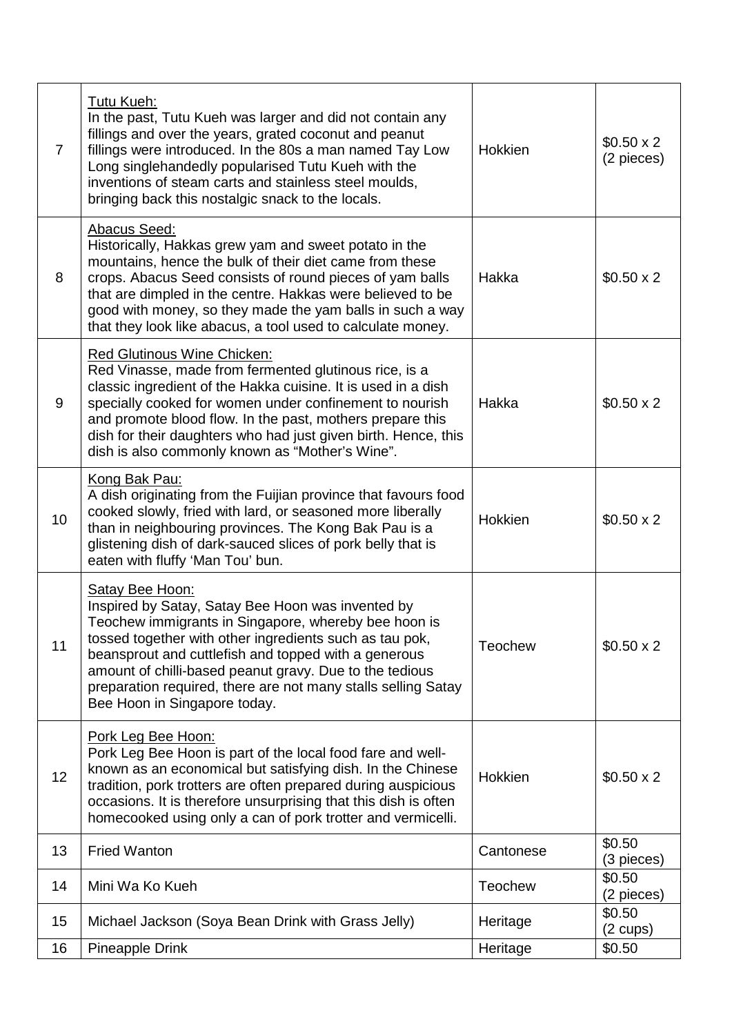| | | | |
|---|---|---|---|
| 7 | <u>Tutu Kueh:</u><br>In the past, Tutu Kueh was larger and did not contain any fillings and over the years, grated coconut and peanut fillings were introduced. In the 80s a man named Tay Low Long singlehandedly popularised Tutu Kueh with the inventions of steam carts and stainless steel moulds, bringing back this nostalgic snack to the locals. | Hokkien | \$0.50 x 2 (2 pieces) |
| 8 | <u>Abacus Seed:</u><br>Historically, Hakkas grew yam and sweet potato in the mountains, hence the bulk of their diet came from these crops. Abacus Seed consists of round pieces of yam balls that are dimpled in the centre. Hakkas were believed to be good with money, so they made the yam balls in such a way that they look like abacus, a tool used to calculate money. | Hakka | \$0.50 x 2 |
| 9 | <u>Red Glutinous Wine Chicken:</u><br>Red Vinasse, made from fermented glutinous rice, is a classic ingredient of the Hakka cuisine. It is used in a dish specially cooked for women under confinement to nourish and promote blood flow. In the past, mothers prepare this dish for their daughters who had just given birth. Hence, this dish is also commonly known as "Mother's Wine". | Hakka | \$0.50 x 2 |
| 10 | <u>Kong Bak Pau:</u><br>A dish originating from the Fuijian province that favours food cooked slowly, fried with lard, or seasoned more liberally than in neighbouring provinces. The Kong Bak Pau is a glistening dish of dark-sauced slices of pork belly that is eaten with fluffy 'Man Tou' bun. | Hokkien | \$0.50 x 2 |
| 11 | <u>Satay Bee Hoon:</u><br>Inspired by Satay, Satay Bee Hoon was invented by Teochew immigrants in Singapore, whereby bee hoon is tossed together with other ingredients such as tau pok, beansprout and cuttlefish and topped with a generous amount of chilli-based peanut gravy. Due to the tedious preparation required, there are not many stalls selling Satay Bee Hoon in Singapore today. | Teochew | \$0.50 x 2 |
| 12 | <u>Pork Leg Bee Hoon:</u><br>Pork Leg Bee Hoon is part of the local food fare and well-known as an economical but satisfying dish. In the Chinese tradition, pork trotters are often prepared during auspicious occasions. It is therefore unsurprising that this dish is often homecooked using only a can of pork trotter and vermicelli. | Hokkien | \$0.50 x 2 |
| 13 | Fried Wanton | Cantonese | \$0.50 (3 pieces) |
| 14 | Mini Wa Ko Kueh | Teochew | \$0.50 (2 pieces) |
| 15 | Michael Jackson (Soya Bean Drink with Grass Jelly) | Heritage | \$0.50 (2 cups) |
| 16 | Pineapple Drink | Heritage | \$0.50 |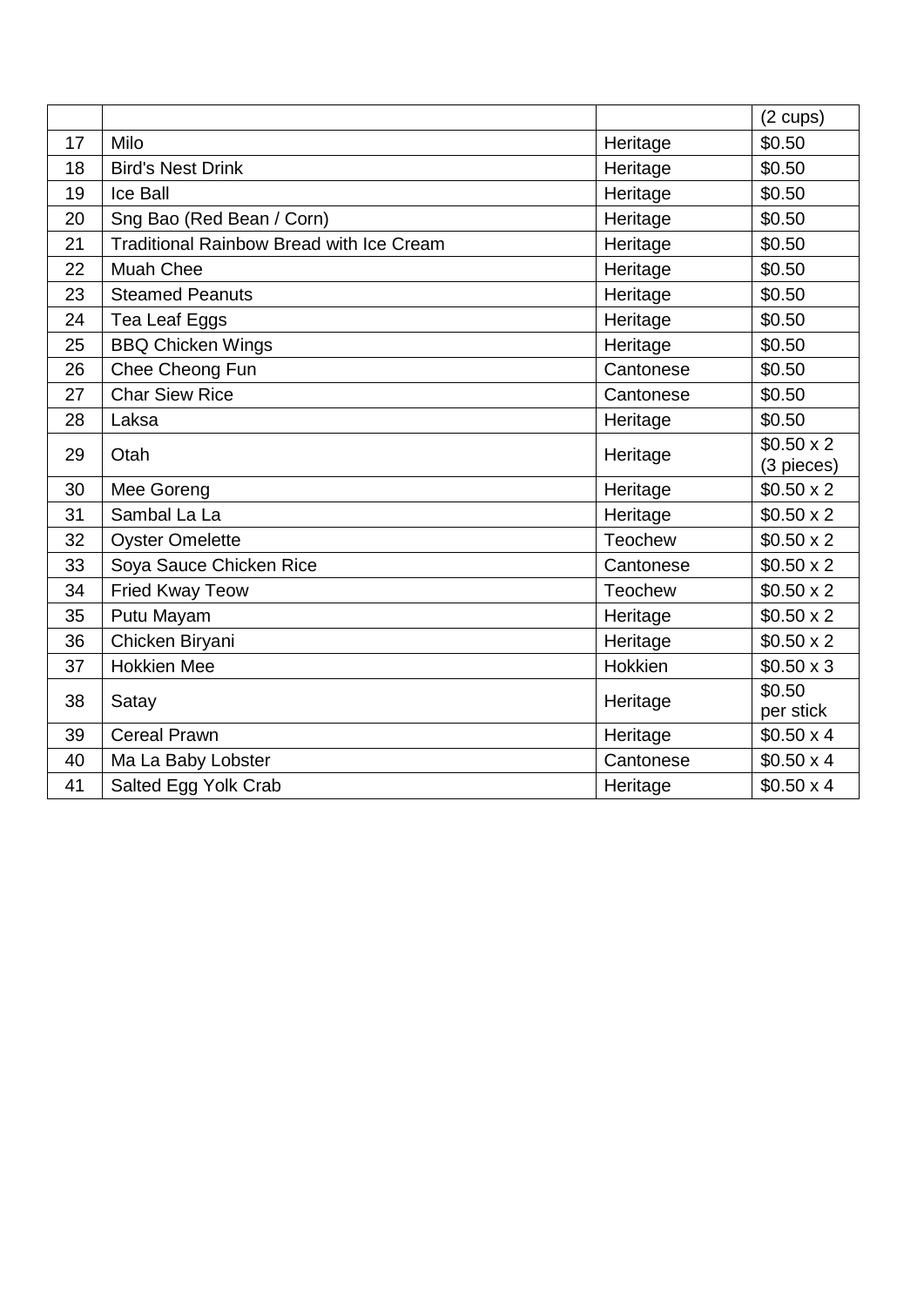| | | | |
|---|---|---|---|
| | | | (2 cups) |
| 17 | Milo | Heritage | $0.50 |
| 18 | Bird's Nest Drink | Heritage | $0.50 |
| 19 | Ice Ball | Heritage | $0.50 |
| 20 | Sng Bao (Red Bean / Corn) | Heritage | $0.50 |
| 21 | Traditional Rainbow Bread with Ice Cream | Heritage | $0.50 |
| 22 | Muah Chee | Heritage | $0.50 |
| 23 | Steamed Peanuts | Heritage | $0.50 |
| 24 | Tea Leaf Eggs | Heritage | $0.50 |
| 25 | BBQ Chicken Wings | Heritage | $0.50 |
| 26 | Chee Cheong Fun | Cantonese | $0.50 |
| 27 | Char Siew Rice | Cantonese | $0.50 |
| 28 | Laksa | Heritage | $0.50 |
| 29 | Otah | Heritage | $0.50 x 2 (3 pieces) |
| 30 | Mee Goreng | Heritage | $0.50 x 2 |
| 31 | Sambal La La | Heritage | $0.50 x 2 |
| 32 | Oyster Omelette | Teochew | $0.50 x 2 |
| 33 | Soya Sauce Chicken Rice | Cantonese | $0.50 x 2 |
| 34 | Fried Kway Teow | Teochew | $0.50 x 2 |
| 35 | Putu Mayam | Heritage | $0.50 x 2 |
| 36 | Chicken Biryani | Heritage | $0.50 x 2 |
| 37 | Hokkien Mee | Hokkien | $0.50 x 3 |
| 38 | Satay | Heritage | $0.50 per stick |
| 39 | Cereal Prawn | Heritage | $0.50 x 4 |
| 40 | Ma La Baby Lobster | Cantonese | $0.50 x 4 |
| 41 | Salted Egg Yolk Crab | Heritage | $0.50 x 4 |